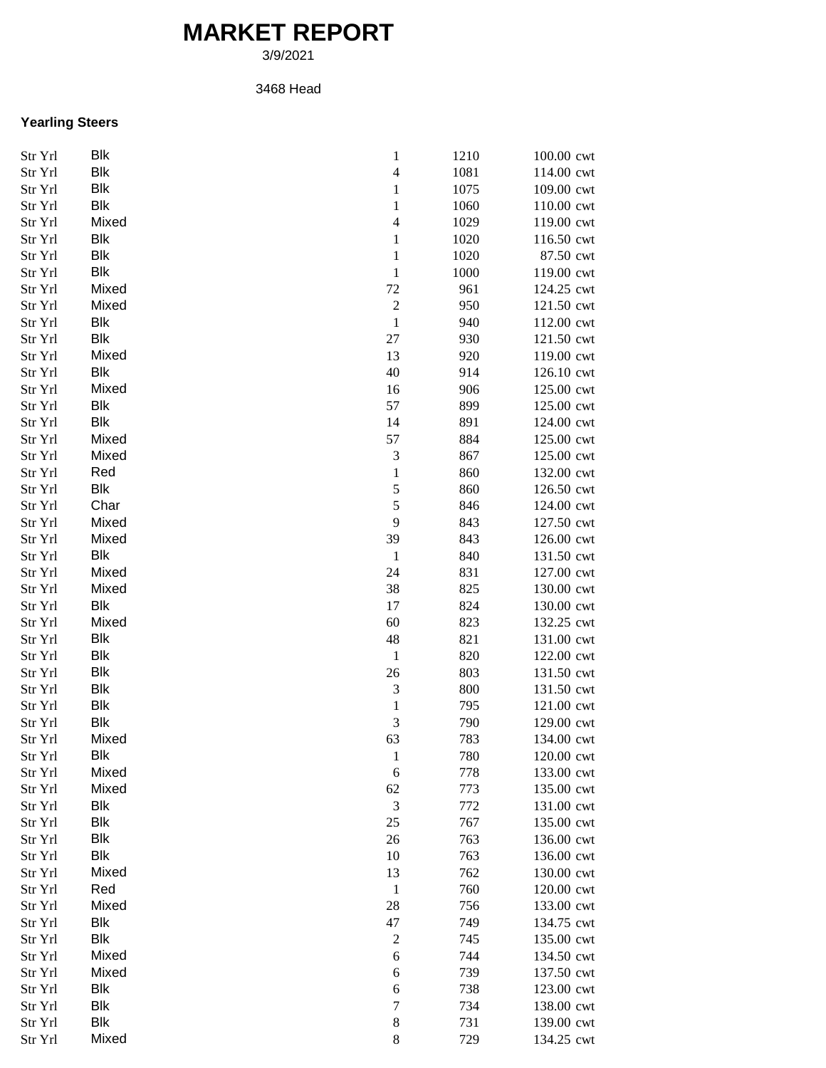# MARKET REPORT

3/9/2021

3468 Head

### Yearling Steers

| | | | | |
|---|---|---|---|---|
| Str Yrl | Blk | 1 | 1210 | 100.00 cwt |
| Str Yrl | Blk | 4 | 1081 | 114.00 cwt |
| Str Yrl | Blk | 1 | 1075 | 109.00 cwt |
| Str Yrl | Blk | 1 | 1060 | 110.00 cwt |
| Str Yrl | Mixed | 4 | 1029 | 119.00 cwt |
| Str Yrl | Blk | 1 | 1020 | 116.50 cwt |
| Str Yrl | Blk | 1 | 1020 | 87.50 cwt |
| Str Yrl | Blk | 1 | 1000 | 119.00 cwt |
| Str Yrl | Mixed | 72 | 961 | 124.25 cwt |
| Str Yrl | Mixed | 2 | 950 | 121.50 cwt |
| Str Yrl | Blk | 1 | 940 | 112.00 cwt |
| Str Yrl | Blk | 27 | 930 | 121.50 cwt |
| Str Yrl | Mixed | 13 | 920 | 119.00 cwt |
| Str Yrl | Blk | 40 | 914 | 126.10 cwt |
| Str Yrl | Mixed | 16 | 906 | 125.00 cwt |
| Str Yrl | Blk | 57 | 899 | 125.00 cwt |
| Str Yrl | Blk | 14 | 891 | 124.00 cwt |
| Str Yrl | Mixed | 57 | 884 | 125.00 cwt |
| Str Yrl | Mixed | 3 | 867 | 125.00 cwt |
| Str Yrl | Red | 1 | 860 | 132.00 cwt |
| Str Yrl | Blk | 5 | 860 | 126.50 cwt |
| Str Yrl | Char | 5 | 846 | 124.00 cwt |
| Str Yrl | Mixed | 9 | 843 | 127.50 cwt |
| Str Yrl | Mixed | 39 | 843 | 126.00 cwt |
| Str Yrl | Blk | 1 | 840 | 131.50 cwt |
| Str Yrl | Mixed | 24 | 831 | 127.00 cwt |
| Str Yrl | Mixed | 38 | 825 | 130.00 cwt |
| Str Yrl | Blk | 17 | 824 | 130.00 cwt |
| Str Yrl | Mixed | 60 | 823 | 132.25 cwt |
| Str Yrl | Blk | 48 | 821 | 131.00 cwt |
| Str Yrl | Blk | 1 | 820 | 122.00 cwt |
| Str Yrl | Blk | 26 | 803 | 131.50 cwt |
| Str Yrl | Blk | 3 | 800 | 131.50 cwt |
| Str Yrl | Blk | 1 | 795 | 121.00 cwt |
| Str Yrl | Blk | 3 | 790 | 129.00 cwt |
| Str Yrl | Mixed | 63 | 783 | 134.00 cwt |
| Str Yrl | Blk | 1 | 780 | 120.00 cwt |
| Str Yrl | Mixed | 6 | 778 | 133.00 cwt |
| Str Yrl | Mixed | 62 | 773 | 135.00 cwt |
| Str Yrl | Blk | 3 | 772 | 131.00 cwt |
| Str Yrl | Blk | 25 | 767 | 135.00 cwt |
| Str Yrl | Blk | 26 | 763 | 136.00 cwt |
| Str Yrl | Blk | 10 | 763 | 136.00 cwt |
| Str Yrl | Mixed | 13 | 762 | 130.00 cwt |
| Str Yrl | Red | 1 | 760 | 120.00 cwt |
| Str Yrl | Mixed | 28 | 756 | 133.00 cwt |
| Str Yrl | Blk | 47 | 749 | 134.75 cwt |
| Str Yrl | Blk | 2 | 745 | 135.00 cwt |
| Str Yrl | Mixed | 6 | 744 | 134.50 cwt |
| Str Yrl | Mixed | 6 | 739 | 137.50 cwt |
| Str Yrl | Blk | 6 | 738 | 123.00 cwt |
| Str Yrl | Blk | 7 | 734 | 138.00 cwt |
| Str Yrl | Blk | 8 | 731 | 139.00 cwt |
| Str Yrl | Mixed | 8 | 729 | 134.25 cwt |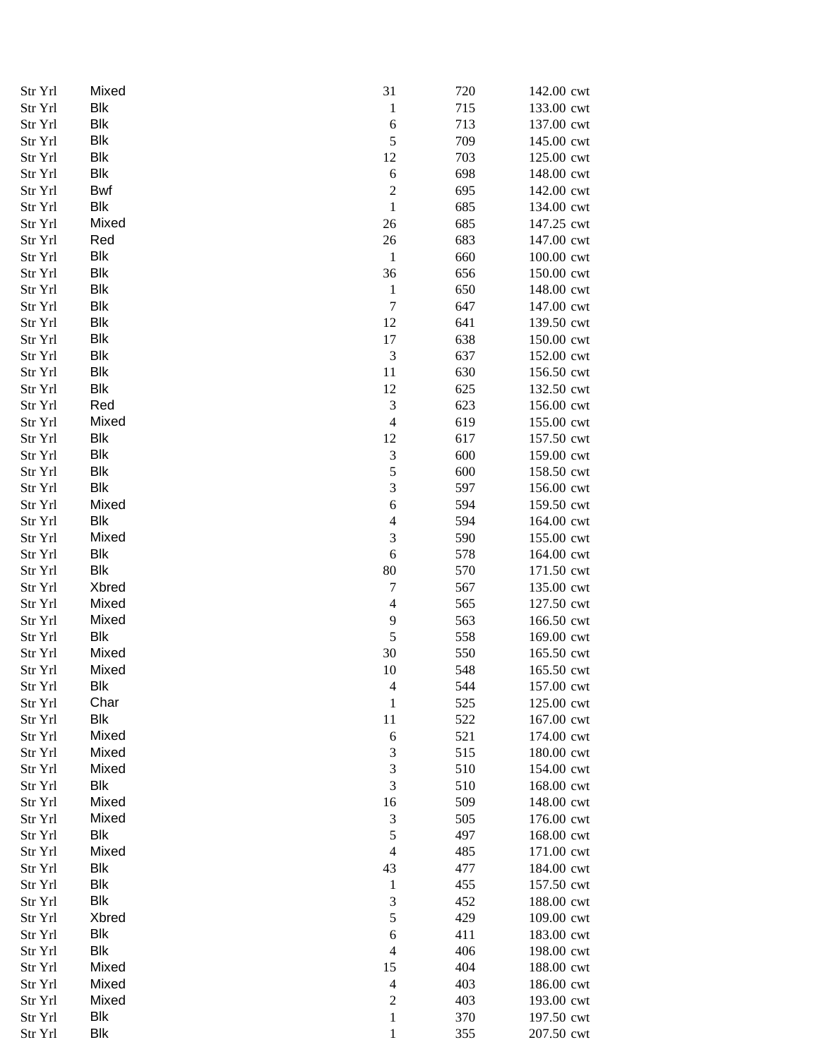| | | | | | |
|---|---|---|---|---|---|
| Str Yrl | Mixed | 31 | 720 | 142.00 | cwt |
| Str Yrl | Blk | 1 | 715 | 133.00 | cwt |
| Str Yrl | Blk | 6 | 713 | 137.00 | cwt |
| Str Yrl | Blk | 5 | 709 | 145.00 | cwt |
| Str Yrl | Blk | 12 | 703 | 125.00 | cwt |
| Str Yrl | Blk | 6 | 698 | 148.00 | cwt |
| Str Yrl | Bwf | 2 | 695 | 142.00 | cwt |
| Str Yrl | Blk | 1 | 685 | 134.00 | cwt |
| Str Yrl | Mixed | 26 | 685 | 147.25 | cwt |
| Str Yrl | Red | 26 | 683 | 147.00 | cwt |
| Str Yrl | Blk | 1 | 660 | 100.00 | cwt |
| Str Yrl | Blk | 36 | 656 | 150.00 | cwt |
| Str Yrl | Blk | 1 | 650 | 148.00 | cwt |
| Str Yrl | Blk | 7 | 647 | 147.00 | cwt |
| Str Yrl | Blk | 12 | 641 | 139.50 | cwt |
| Str Yrl | Blk | 17 | 638 | 150.00 | cwt |
| Str Yrl | Blk | 3 | 637 | 152.00 | cwt |
| Str Yrl | Blk | 11 | 630 | 156.50 | cwt |
| Str Yrl | Blk | 12 | 625 | 132.50 | cwt |
| Str Yrl | Red | 3 | 623 | 156.00 | cwt |
| Str Yrl | Mixed | 4 | 619 | 155.00 | cwt |
| Str Yrl | Blk | 12 | 617 | 157.50 | cwt |
| Str Yrl | Blk | 3 | 600 | 159.00 | cwt |
| Str Yrl | Blk | 5 | 600 | 158.50 | cwt |
| Str Yrl | Blk | 3 | 597 | 156.00 | cwt |
| Str Yrl | Mixed | 6 | 594 | 159.50 | cwt |
| Str Yrl | Blk | 4 | 594 | 164.00 | cwt |
| Str Yrl | Mixed | 3 | 590 | 155.00 | cwt |
| Str Yrl | Blk | 6 | 578 | 164.00 | cwt |
| Str Yrl | Blk | 80 | 570 | 171.50 | cwt |
| Str Yrl | Xbred | 7 | 567 | 135.00 | cwt |
| Str Yrl | Mixed | 4 | 565 | 127.50 | cwt |
| Str Yrl | Mixed | 9 | 563 | 166.50 | cwt |
| Str Yrl | Blk | 5 | 558 | 169.00 | cwt |
| Str Yrl | Mixed | 30 | 550 | 165.50 | cwt |
| Str Yrl | Mixed | 10 | 548 | 165.50 | cwt |
| Str Yrl | Blk | 4 | 544 | 157.00 | cwt |
| Str Yrl | Char | 1 | 525 | 125.00 | cwt |
| Str Yrl | Blk | 11 | 522 | 167.00 | cwt |
| Str Yrl | Mixed | 6 | 521 | 174.00 | cwt |
| Str Yrl | Mixed | 3 | 515 | 180.00 | cwt |
| Str Yrl | Mixed | 3 | 510 | 154.00 | cwt |
| Str Yrl | Blk | 3 | 510 | 168.00 | cwt |
| Str Yrl | Mixed | 16 | 509 | 148.00 | cwt |
| Str Yrl | Mixed | 3 | 505 | 176.00 | cwt |
| Str Yrl | Blk | 5 | 497 | 168.00 | cwt |
| Str Yrl | Mixed | 4 | 485 | 171.00 | cwt |
| Str Yrl | Blk | 43 | 477 | 184.00 | cwt |
| Str Yrl | Blk | 1 | 455 | 157.50 | cwt |
| Str Yrl | Blk | 3 | 452 | 188.00 | cwt |
| Str Yrl | Xbred | 5 | 429 | 109.00 | cwt |
| Str Yrl | Blk | 6 | 411 | 183.00 | cwt |
| Str Yrl | Blk | 4 | 406 | 198.00 | cwt |
| Str Yrl | Mixed | 15 | 404 | 188.00 | cwt |
| Str Yrl | Mixed | 4 | 403 | 186.00 | cwt |
| Str Yrl | Mixed | 2 | 403 | 193.00 | cwt |
| Str Yrl | Blk | 1 | 370 | 197.50 | cwt |
| Str Yrl | Blk | 1 | 355 | 207.50 | cwt |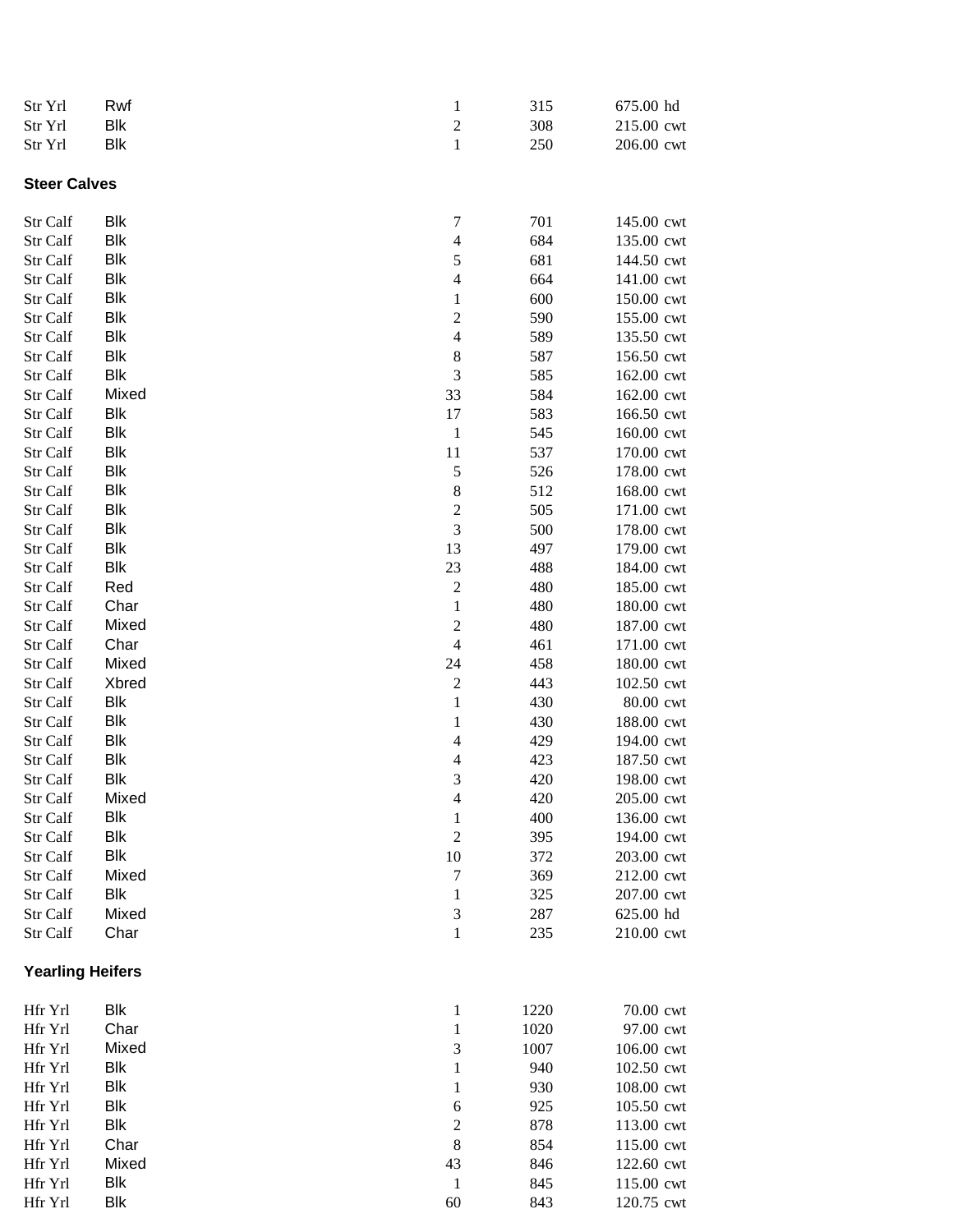| | | | | |
|---|---|---|---|---|
| Str Yrl | Rwf | 1 | 315 | 675.00 hd |
| Str Yrl | Blk | 2 | 308 | 215.00 cwt |
| Str Yrl | Blk | 1 | 250 | 206.00 cwt |

**Steer Calves**

| | | | | |
|---|---|---|---|---|
| Str Calf | Blk | 7 | 701 | 145.00 cwt |
| Str Calf | Blk | 4 | 684 | 135.00 cwt |
| Str Calf | Blk | 5 | 681 | 144.50 cwt |
| Str Calf | Blk | 4 | 664 | 141.00 cwt |
| Str Calf | Blk | 1 | 600 | 150.00 cwt |
| Str Calf | Blk | 2 | 590 | 155.00 cwt |
| Str Calf | Blk | 4 | 589 | 135.50 cwt |
| Str Calf | Blk | 8 | 587 | 156.50 cwt |
| Str Calf | Blk | 3 | 585 | 162.00 cwt |
| Str Calf | Mixed | 33 | 584 | 162.00 cwt |
| Str Calf | Blk | 17 | 583 | 166.50 cwt |
| Str Calf | Blk | 1 | 545 | 160.00 cwt |
| Str Calf | Blk | 11 | 537 | 170.00 cwt |
| Str Calf | Blk | 5 | 526 | 178.00 cwt |
| Str Calf | Blk | 8 | 512 | 168.00 cwt |
| Str Calf | Blk | 2 | 505 | 171.00 cwt |
| Str Calf | Blk | 3 | 500 | 178.00 cwt |
| Str Calf | Blk | 13 | 497 | 179.00 cwt |
| Str Calf | Blk | 23 | 488 | 184.00 cwt |
| Str Calf | Red | 2 | 480 | 185.00 cwt |
| Str Calf | Char | 1 | 480 | 180.00 cwt |
| Str Calf | Mixed | 2 | 480 | 187.00 cwt |
| Str Calf | Char | 4 | 461 | 171.00 cwt |
| Str Calf | Mixed | 24 | 458 | 180.00 cwt |
| Str Calf | Xbred | 2 | 443 | 102.50 cwt |
| Str Calf | Blk | 1 | 430 | 80.00 cwt |
| Str Calf | Blk | 1 | 430 | 188.00 cwt |
| Str Calf | Blk | 4 | 429 | 194.00 cwt |
| Str Calf | Blk | 4 | 423 | 187.50 cwt |
| Str Calf | Blk | 3 | 420 | 198.00 cwt |
| Str Calf | Mixed | 4 | 420 | 205.00 cwt |
| Str Calf | Blk | 1 | 400 | 136.00 cwt |
| Str Calf | Blk | 2 | 395 | 194.00 cwt |
| Str Calf | Blk | 10 | 372 | 203.00 cwt |
| Str Calf | Mixed | 7 | 369 | 212.00 cwt |
| Str Calf | Blk | 1 | 325 | 207.00 cwt |
| Str Calf | Mixed | 3 | 287 | 625.00 hd |
| Str Calf | Char | 1 | 235 | 210.00 cwt |

**Yearling Heifers**

| | | | | |
|---|---|---|---|---|
| Hfr Yrl | Blk | 1 | 1220 | 70.00 cwt |
| Hfr Yrl | Char | 1 | 1020 | 97.00 cwt |
| Hfr Yrl | Mixed | 3 | 1007 | 106.00 cwt |
| Hfr Yrl | Blk | 1 | 940 | 102.50 cwt |
| Hfr Yrl | Blk | 1 | 930 | 108.00 cwt |
| Hfr Yrl | Blk | 6 | 925 | 105.50 cwt |
| Hfr Yrl | Blk | 2 | 878 | 113.00 cwt |
| Hfr Yrl | Char | 8 | 854 | 115.00 cwt |
| Hfr Yrl | Mixed | 43 | 846 | 122.60 cwt |
| Hfr Yrl | Blk | 1 | 845 | 115.00 cwt |
| Hfr Yrl | Blk | 60 | 843 | 120.75 cwt |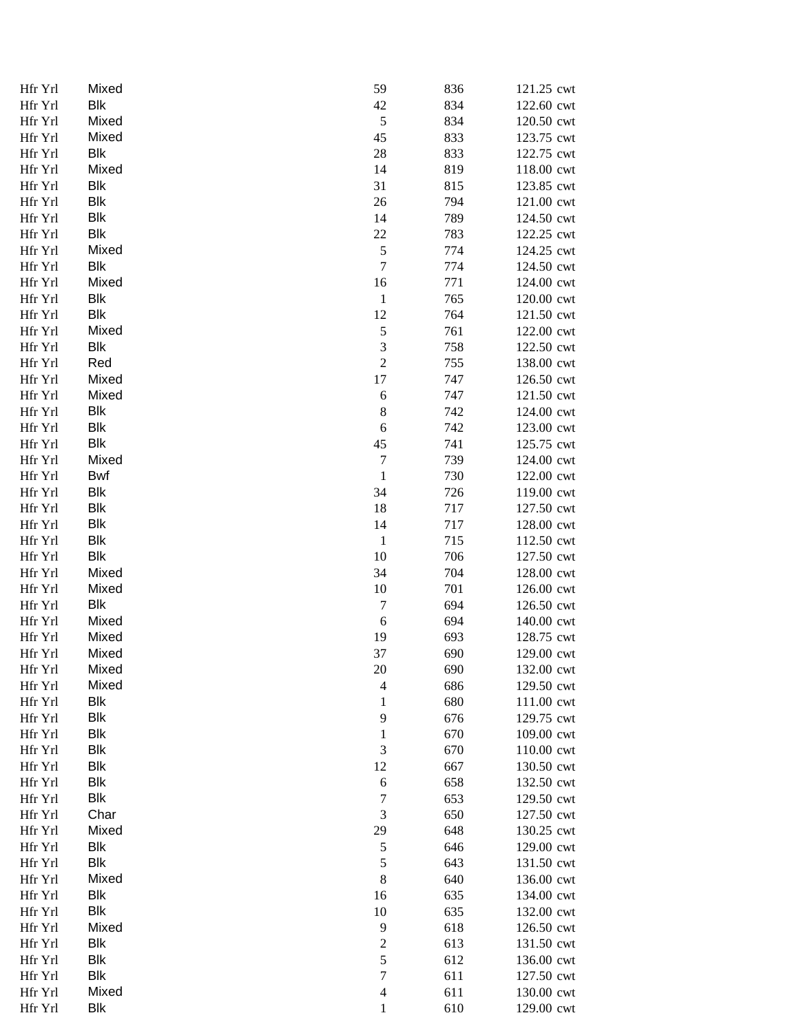| | | | | | |
|---|---|---|---|---|---|
| Hfr Yrl | Mixed | 59 | 836 | 121.25 | cwt |
| Hfr Yrl | Blk | 42 | 834 | 122.60 | cwt |
| Hfr Yrl | Mixed | 5 | 834 | 120.50 | cwt |
| Hfr Yrl | Mixed | 45 | 833 | 123.75 | cwt |
| Hfr Yrl | Blk | 28 | 833 | 122.75 | cwt |
| Hfr Yrl | Mixed | 14 | 819 | 118.00 | cwt |
| Hfr Yrl | Blk | 31 | 815 | 123.85 | cwt |
| Hfr Yrl | Blk | 26 | 794 | 121.00 | cwt |
| Hfr Yrl | Blk | 14 | 789 | 124.50 | cwt |
| Hfr Yrl | Blk | 22 | 783 | 122.25 | cwt |
| Hfr Yrl | Mixed | 5 | 774 | 124.25 | cwt |
| Hfr Yrl | Blk | 7 | 774 | 124.50 | cwt |
| Hfr Yrl | Mixed | 16 | 771 | 124.00 | cwt |
| Hfr Yrl | Blk | 1 | 765 | 120.00 | cwt |
| Hfr Yrl | Blk | 12 | 764 | 121.50 | cwt |
| Hfr Yrl | Mixed | 5 | 761 | 122.00 | cwt |
| Hfr Yrl | Blk | 3 | 758 | 122.50 | cwt |
| Hfr Yrl | Red | 2 | 755 | 138.00 | cwt |
| Hfr Yrl | Mixed | 17 | 747 | 126.50 | cwt |
| Hfr Yrl | Mixed | 6 | 747 | 121.50 | cwt |
| Hfr Yrl | Blk | 8 | 742 | 124.00 | cwt |
| Hfr Yrl | Blk | 6 | 742 | 123.00 | cwt |
| Hfr Yrl | Blk | 45 | 741 | 125.75 | cwt |
| Hfr Yrl | Mixed | 7 | 739 | 124.00 | cwt |
| Hfr Yrl | Bwf | 1 | 730 | 122.00 | cwt |
| Hfr Yrl | Blk | 34 | 726 | 119.00 | cwt |
| Hfr Yrl | Blk | 18 | 717 | 127.50 | cwt |
| Hfr Yrl | Blk | 14 | 717 | 128.00 | cwt |
| Hfr Yrl | Blk | 1 | 715 | 112.50 | cwt |
| Hfr Yrl | Blk | 10 | 706 | 127.50 | cwt |
| Hfr Yrl | Mixed | 34 | 704 | 128.00 | cwt |
| Hfr Yrl | Mixed | 10 | 701 | 126.00 | cwt |
| Hfr Yrl | Blk | 7 | 694 | 126.50 | cwt |
| Hfr Yrl | Mixed | 6 | 694 | 140.00 | cwt |
| Hfr Yrl | Mixed | 19 | 693 | 128.75 | cwt |
| Hfr Yrl | Mixed | 37 | 690 | 129.00 | cwt |
| Hfr Yrl | Mixed | 20 | 690 | 132.00 | cwt |
| Hfr Yrl | Mixed | 4 | 686 | 129.50 | cwt |
| Hfr Yrl | Blk | 1 | 680 | 111.00 | cwt |
| Hfr Yrl | Blk | 9 | 676 | 129.75 | cwt |
| Hfr Yrl | Blk | 1 | 670 | 109.00 | cwt |
| Hfr Yrl | Blk | 3 | 670 | 110.00 | cwt |
| Hfr Yrl | Blk | 12 | 667 | 130.50 | cwt |
| Hfr Yrl | Blk | 6 | 658 | 132.50 | cwt |
| Hfr Yrl | Blk | 7 | 653 | 129.50 | cwt |
| Hfr Yrl | Char | 3 | 650 | 127.50 | cwt |
| Hfr Yrl | Mixed | 29 | 648 | 130.25 | cwt |
| Hfr Yrl | Blk | 5 | 646 | 129.00 | cwt |
| Hfr Yrl | Blk | 5 | 643 | 131.50 | cwt |
| Hfr Yrl | Mixed | 8 | 640 | 136.00 | cwt |
| Hfr Yrl | Blk | 16 | 635 | 134.00 | cwt |
| Hfr Yrl | Blk | 10 | 635 | 132.00 | cwt |
| Hfr Yrl | Mixed | 9 | 618 | 126.50 | cwt |
| Hfr Yrl | Blk | 2 | 613 | 131.50 | cwt |
| Hfr Yrl | Blk | 5 | 612 | 136.00 | cwt |
| Hfr Yrl | Blk | 7 | 611 | 127.50 | cwt |
| Hfr Yrl | Mixed | 4 | 611 | 130.00 | cwt |
| Hfr Yrl | Blk | 1 | 610 | 129.00 | cwt |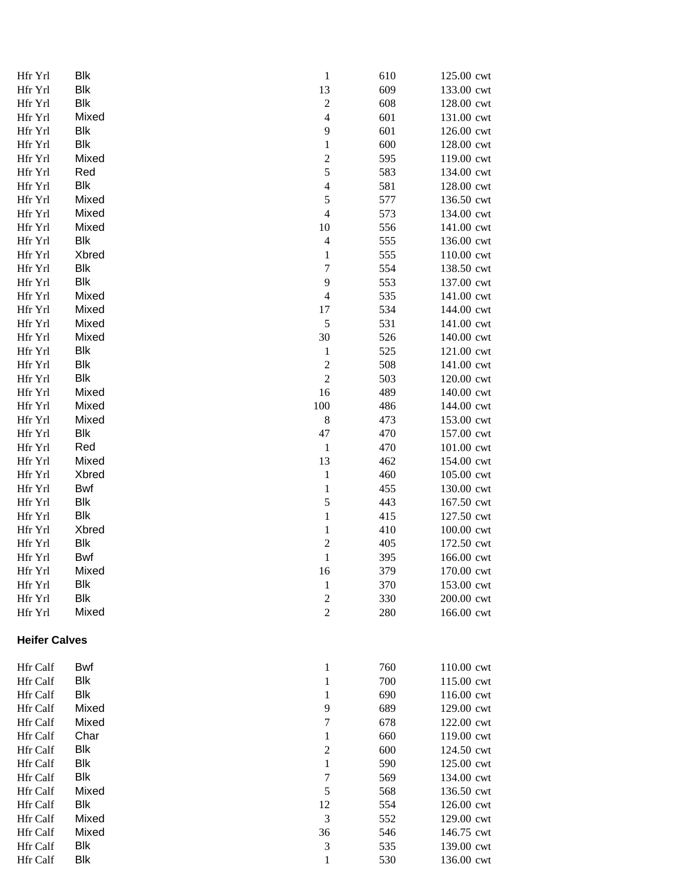| | | | | |
|---|---|---|---|---|
| Hfr Yrl | Blk | 1 | 610 | 125.00 cwt |
| Hfr Yrl | Blk | 13 | 609 | 133.00 cwt |
| Hfr Yrl | Blk | 2 | 608 | 128.00 cwt |
| Hfr Yrl | Mixed | 4 | 601 | 131.00 cwt |
| Hfr Yrl | Blk | 9 | 601 | 126.00 cwt |
| Hfr Yrl | Blk | 1 | 600 | 128.00 cwt |
| Hfr Yrl | Mixed | 2 | 595 | 119.00 cwt |
| Hfr Yrl | Red | 5 | 583 | 134.00 cwt |
| Hfr Yrl | Blk | 4 | 581 | 128.00 cwt |
| Hfr Yrl | Mixed | 5 | 577 | 136.50 cwt |
| Hfr Yrl | Mixed | 4 | 573 | 134.00 cwt |
| Hfr Yrl | Mixed | 10 | 556 | 141.00 cwt |
| Hfr Yrl | Blk | 4 | 555 | 136.00 cwt |
| Hfr Yrl | Xbred | 1 | 555 | 110.00 cwt |
| Hfr Yrl | Blk | 7 | 554 | 138.50 cwt |
| Hfr Yrl | Blk | 9 | 553 | 137.00 cwt |
| Hfr Yrl | Mixed | 4 | 535 | 141.00 cwt |
| Hfr Yrl | Mixed | 17 | 534 | 144.00 cwt |
| Hfr Yrl | Mixed | 5 | 531 | 141.00 cwt |
| Hfr Yrl | Mixed | 30 | 526 | 140.00 cwt |
| Hfr Yrl | Blk | 1 | 525 | 121.00 cwt |
| Hfr Yrl | Blk | 2 | 508 | 141.00 cwt |
| Hfr Yrl | Blk | 2 | 503 | 120.00 cwt |
| Hfr Yrl | Mixed | 16 | 489 | 140.00 cwt |
| Hfr Yrl | Mixed | 100 | 486 | 144.00 cwt |
| Hfr Yrl | Mixed | 8 | 473 | 153.00 cwt |
| Hfr Yrl | Blk | 47 | 470 | 157.00 cwt |
| Hfr Yrl | Red | 1 | 470 | 101.00 cwt |
| Hfr Yrl | Mixed | 13 | 462 | 154.00 cwt |
| Hfr Yrl | Xbred | 1 | 460 | 105.00 cwt |
| Hfr Yrl | Bwf | 1 | 455 | 130.00 cwt |
| Hfr Yrl | Blk | 5 | 443 | 167.50 cwt |
| Hfr Yrl | Blk | 1 | 415 | 127.50 cwt |
| Hfr Yrl | Xbred | 1 | 410 | 100.00 cwt |
| Hfr Yrl | Blk | 2 | 405 | 172.50 cwt |
| Hfr Yrl | Bwf | 1 | 395 | 166.00 cwt |
| Hfr Yrl | Mixed | 16 | 379 | 170.00 cwt |
| Hfr Yrl | Blk | 1 | 370 | 153.00 cwt |
| Hfr Yrl | Blk | 2 | 330 | 200.00 cwt |
| Hfr Yrl | Mixed | 2 | 280 | 166.00 cwt |

**Heifer Calves**

| | | | | |
|---|---|---|---|---|
| Hfr Calf | Bwf | 1 | 760 | 110.00 cwt |
| Hfr Calf | Blk | 1 | 700 | 115.00 cwt |
| Hfr Calf | Blk | 1 | 690 | 116.00 cwt |
| Hfr Calf | Mixed | 9 | 689 | 129.00 cwt |
| Hfr Calf | Mixed | 7 | 678 | 122.00 cwt |
| Hfr Calf | Char | 1 | 660 | 119.00 cwt |
| Hfr Calf | Blk | 2 | 600 | 124.50 cwt |
| Hfr Calf | Blk | 1 | 590 | 125.00 cwt |
| Hfr Calf | Blk | 7 | 569 | 134.00 cwt |
| Hfr Calf | Mixed | 5 | 568 | 136.50 cwt |
| Hfr Calf | Blk | 12 | 554 | 126.00 cwt |
| Hfr Calf | Mixed | 3 | 552 | 129.00 cwt |
| Hfr Calf | Mixed | 36 | 546 | 146.75 cwt |
| Hfr Calf | Blk | 3 | 535 | 139.00 cwt |
| Hfr Calf | Blk | 1 | 530 | 136.00 cwt |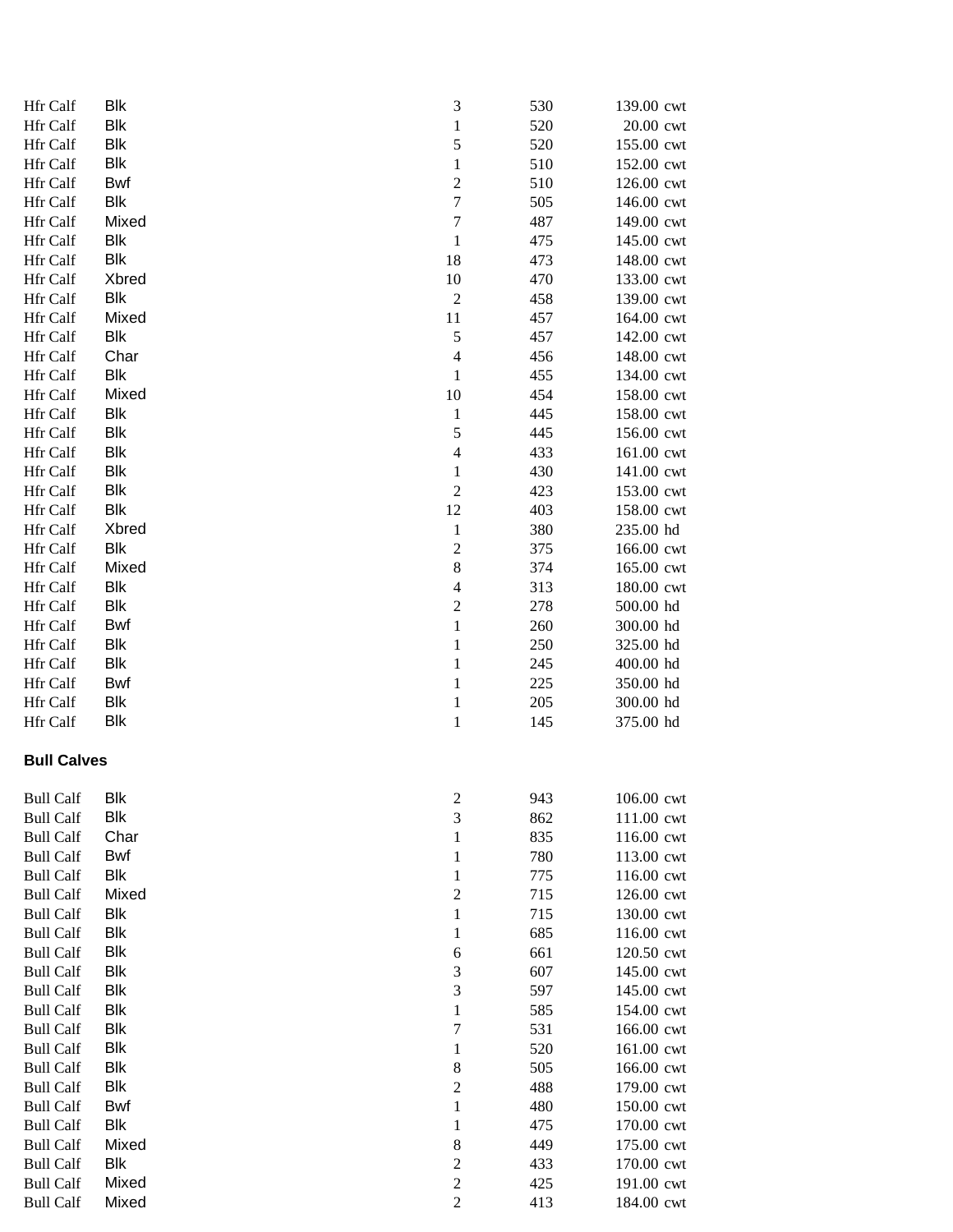| | | | | | |
|---|---|---|---|---|---|
| Hfr Calf | Blk | 3 | 530 | 139.00 | cwt |
| Hfr Calf | Blk | 1 | 520 | 20.00 | cwt |
| Hfr Calf | Blk | 5 | 520 | 155.00 | cwt |
| Hfr Calf | Blk | 1 | 510 | 152.00 | cwt |
| Hfr Calf | Bwf | 2 | 510 | 126.00 | cwt |
| Hfr Calf | Blk | 7 | 505 | 146.00 | cwt |
| Hfr Calf | Mixed | 7 | 487 | 149.00 | cwt |
| Hfr Calf | Blk | 1 | 475 | 145.00 | cwt |
| Hfr Calf | Blk | 18 | 473 | 148.00 | cwt |
| Hfr Calf | Xbred | 10 | 470 | 133.00 | cwt |
| Hfr Calf | Blk | 2 | 458 | 139.00 | cwt |
| Hfr Calf | Mixed | 11 | 457 | 164.00 | cwt |
| Hfr Calf | Blk | 5 | 457 | 142.00 | cwt |
| Hfr Calf | Char | 4 | 456 | 148.00 | cwt |
| Hfr Calf | Blk | 1 | 455 | 134.00 | cwt |
| Hfr Calf | Mixed | 10 | 454 | 158.00 | cwt |
| Hfr Calf | Blk | 1 | 445 | 158.00 | cwt |
| Hfr Calf | Blk | 5 | 445 | 156.00 | cwt |
| Hfr Calf | Blk | 4 | 433 | 161.00 | cwt |
| Hfr Calf | Blk | 1 | 430 | 141.00 | cwt |
| Hfr Calf | Blk | 2 | 423 | 153.00 | cwt |
| Hfr Calf | Blk | 12 | 403 | 158.00 | cwt |
| Hfr Calf | Xbred | 1 | 380 | 235.00 | hd |
| Hfr Calf | Blk | 2 | 375 | 166.00 | cwt |
| Hfr Calf | Mixed | 8 | 374 | 165.00 | cwt |
| Hfr Calf | Blk | 4 | 313 | 180.00 | cwt |
| Hfr Calf | Blk | 2 | 278 | 500.00 | hd |
| Hfr Calf | Bwf | 1 | 260 | 300.00 | hd |
| Hfr Calf | Blk | 1 | 250 | 325.00 | hd |
| Hfr Calf | Blk | 1 | 245 | 400.00 | hd |
| Hfr Calf | Bwf | 1 | 225 | 350.00 | hd |
| Hfr Calf | Blk | 1 | 205 | 300.00 | hd |
| Hfr Calf | Blk | 1 | 145 | 375.00 | hd |

**Bull Calves**

| | | | | | |
|---|---|---|---|---|---|
| Bull Calf | Blk | 2 | 943 | 106.00 | cwt |
| Bull Calf | Blk | 3 | 862 | 111.00 | cwt |
| Bull Calf | Char | 1 | 835 | 116.00 | cwt |
| Bull Calf | Bwf | 1 | 780 | 113.00 | cwt |
| Bull Calf | Blk | 1 | 775 | 116.00 | cwt |
| Bull Calf | Mixed | 2 | 715 | 126.00 | cwt |
| Bull Calf | Blk | 1 | 715 | 130.00 | cwt |
| Bull Calf | Blk | 1 | 685 | 116.00 | cwt |
| Bull Calf | Blk | 6 | 661 | 120.50 | cwt |
| Bull Calf | Blk | 3 | 607 | 145.00 | cwt |
| Bull Calf | Blk | 3 | 597 | 145.00 | cwt |
| Bull Calf | Blk | 1 | 585 | 154.00 | cwt |
| Bull Calf | Blk | 7 | 531 | 166.00 | cwt |
| Bull Calf | Blk | 1 | 520 | 161.00 | cwt |
| Bull Calf | Blk | 8 | 505 | 166.00 | cwt |
| Bull Calf | Blk | 2 | 488 | 179.00 | cwt |
| Bull Calf | Bwf | 1 | 480 | 150.00 | cwt |
| Bull Calf | Blk | 1 | 475 | 170.00 | cwt |
| Bull Calf | Mixed | 8 | 449 | 175.00 | cwt |
| Bull Calf | Blk | 2 | 433 | 170.00 | cwt |
| Bull Calf | Mixed | 2 | 425 | 191.00 | cwt |
| Bull Calf | Mixed | 2 | 413 | 184.00 | cwt |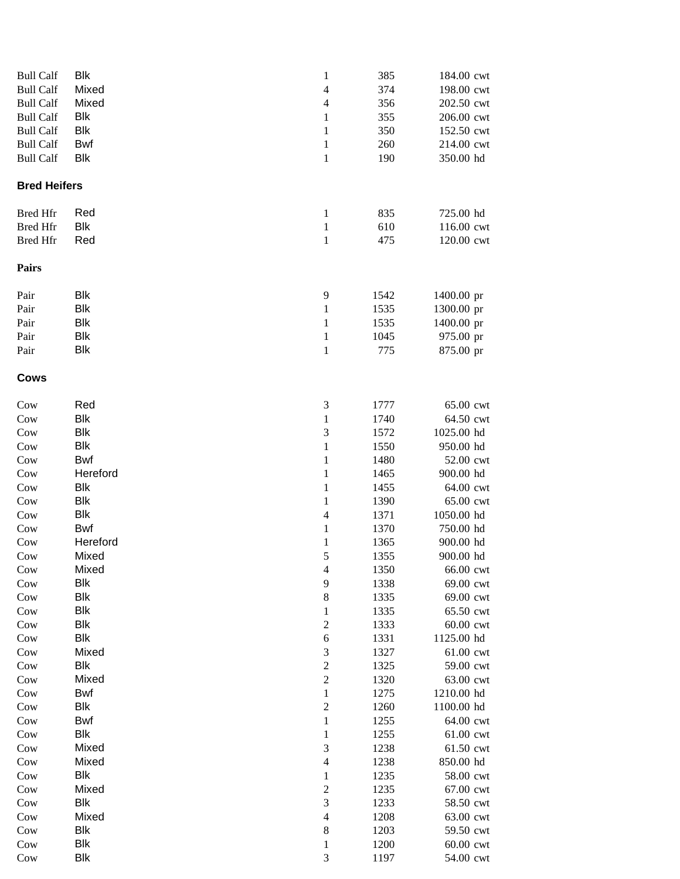| | | | | | |
|---|---|---|---|---|---|
| Bull Calf | Blk | 1 | 385 | 184.00 | cwt |
| Bull Calf | Mixed | 4 | 374 | 198.00 | cwt |
| Bull Calf | Mixed | 4 | 356 | 202.50 | cwt |
| Bull Calf | Blk | 1 | 355 | 206.00 | cwt |
| Bull Calf | Blk | 1 | 350 | 152.50 | cwt |
| Bull Calf | Bwf | 1 | 260 | 214.00 | cwt |
| Bull Calf | Blk | 1 | 190 | 350.00 | hd |

**Bred Heifers**

| | | | | | |
|---|---|---|---|---|---|
| Bred Hfr | Red | 1 | 835 | 725.00 | hd |
| Bred Hfr | Blk | 1 | 610 | 116.00 | cwt |
| Bred Hfr | Red | 1 | 475 | 120.00 | cwt |

**Pairs**

| | | | | | |
|---|---|---|---|---|---|
| Pair | Blk | 9 | 1542 | 1400.00 | pr |
| Pair | Blk | 1 | 1535 | 1300.00 | pr |
| Pair | Blk | 1 | 1535 | 1400.00 | pr |
| Pair | Blk | 1 | 1045 | 975.00 | pr |
| Pair | Blk | 1 | 775 | 875.00 | pr |

**Cows**

| | | | | | |
|---|---|---|---|---|---|
| Cow | Red | 3 | 1777 | 65.00 | cwt |
| Cow | Blk | 1 | 1740 | 64.50 | cwt |
| Cow | Blk | 3 | 1572 | 1025.00 | hd |
| Cow | Blk | 1 | 1550 | 950.00 | hd |
| Cow | Bwf | 1 | 1480 | 52.00 | cwt |
| Cow | Hereford | 1 | 1465 | 900.00 | hd |
| Cow | Blk | 1 | 1455 | 64.00 | cwt |
| Cow | Blk | 1 | 1390 | 65.00 | cwt |
| Cow | Blk | 4 | 1371 | 1050.00 | hd |
| Cow | Bwf | 1 | 1370 | 750.00 | hd |
| Cow | Hereford | 1 | 1365 | 900.00 | hd |
| Cow | Mixed | 5 | 1355 | 900.00 | hd |
| Cow | Mixed | 4 | 1350 | 66.00 | cwt |
| Cow | Blk | 9 | 1338 | 69.00 | cwt |
| Cow | Blk | 8 | 1335 | 69.00 | cwt |
| Cow | Blk | 1 | 1335 | 65.50 | cwt |
| Cow | Blk | 2 | 1333 | 60.00 | cwt |
| Cow | Blk | 6 | 1331 | 1125.00 | hd |
| Cow | Mixed | 3 | 1327 | 61.00 | cwt |
| Cow | Blk | 2 | 1325 | 59.00 | cwt |
| Cow | Mixed | 2 | 1320 | 63.00 | cwt |
| Cow | Bwf | 1 | 1275 | 1210.00 | hd |
| Cow | Blk | 2 | 1260 | 1100.00 | hd |
| Cow | Bwf | 1 | 1255 | 64.00 | cwt |
| Cow | Blk | 1 | 1255 | 61.00 | cwt |
| Cow | Mixed | 3 | 1238 | 61.50 | cwt |
| Cow | Mixed | 4 | 1238 | 850.00 | hd |
| Cow | Blk | 1 | 1235 | 58.00 | cwt |
| Cow | Mixed | 2 | 1235 | 67.00 | cwt |
| Cow | Blk | 3 | 1233 | 58.50 | cwt |
| Cow | Mixed | 4 | 1208 | 63.00 | cwt |
| Cow | Blk | 8 | 1203 | 59.50 | cwt |
| Cow | Blk | 1 | 1200 | 60.00 | cwt |
| Cow | Blk | 3 | 1197 | 54.00 | cwt |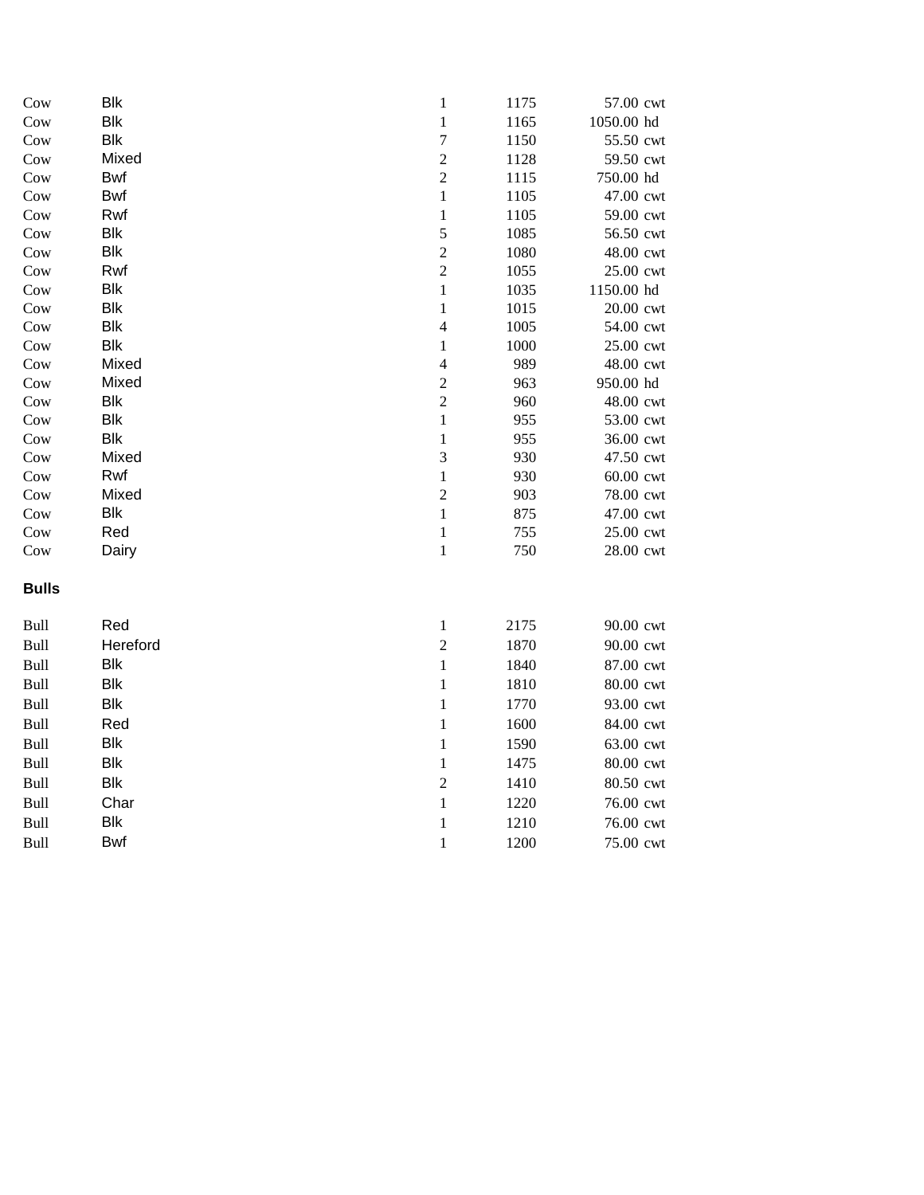| | | | | | |
|---|---|---|---|---|---|
| Cow | Blk | 1 | 1175 | 57.00 | cwt |
| Cow | Blk | 1 | 1165 | 1050.00 | hd |
| Cow | Blk | 7 | 1150 | 55.50 | cwt |
| Cow | Mixed | 2 | 1128 | 59.50 | cwt |
| Cow | Bwf | 2 | 1115 | 750.00 | hd |
| Cow | Bwf | 1 | 1105 | 47.00 | cwt |
| Cow | Rwf | 1 | 1105 | 59.00 | cwt |
| Cow | Blk | 5 | 1085 | 56.50 | cwt |
| Cow | Blk | 2 | 1080 | 48.00 | cwt |
| Cow | Rwf | 2 | 1055 | 25.00 | cwt |
| Cow | Blk | 1 | 1035 | 1150.00 | hd |
| Cow | Blk | 1 | 1015 | 20.00 | cwt |
| Cow | Blk | 4 | 1005 | 54.00 | cwt |
| Cow | Blk | 1 | 1000 | 25.00 | cwt |
| Cow | Mixed | 4 | 989 | 48.00 | cwt |
| Cow | Mixed | 2 | 963 | 950.00 | hd |
| Cow | Blk | 2 | 960 | 48.00 | cwt |
| Cow | Blk | 1 | 955 | 53.00 | cwt |
| Cow | Blk | 1 | 955 | 36.00 | cwt |
| Cow | Mixed | 3 | 930 | 47.50 | cwt |
| Cow | Rwf | 1 | 930 | 60.00 | cwt |
| Cow | Mixed | 2 | 903 | 78.00 | cwt |
| Cow | Blk | 1 | 875 | 47.00 | cwt |
| Cow | Red | 1 | 755 | 25.00 | cwt |
| Cow | Dairy | 1 | 750 | 28.00 | cwt |

**Bulls**

| | | | | | |
|---|---|---|---|---|---|
| Bull | Red | 1 | 2175 | 90.00 | cwt |
| Bull | Hereford | 2 | 1870 | 90.00 | cwt |
| Bull | Blk | 1 | 1840 | 87.00 | cwt |
| Bull | Blk | 1 | 1810 | 80.00 | cwt |
| Bull | Blk | 1 | 1770 | 93.00 | cwt |
| Bull | Red | 1 | 1600 | 84.00 | cwt |
| Bull | Blk | 1 | 1590 | 63.00 | cwt |
| Bull | Blk | 1 | 1475 | 80.00 | cwt |
| Bull | Blk | 2 | 1410 | 80.50 | cwt |
| Bull | Char | 1 | 1220 | 76.00 | cwt |
| Bull | Blk | 1 | 1210 | 76.00 | cwt |
| Bull | Bwf | 1 | 1200 | 75.00 | cwt |